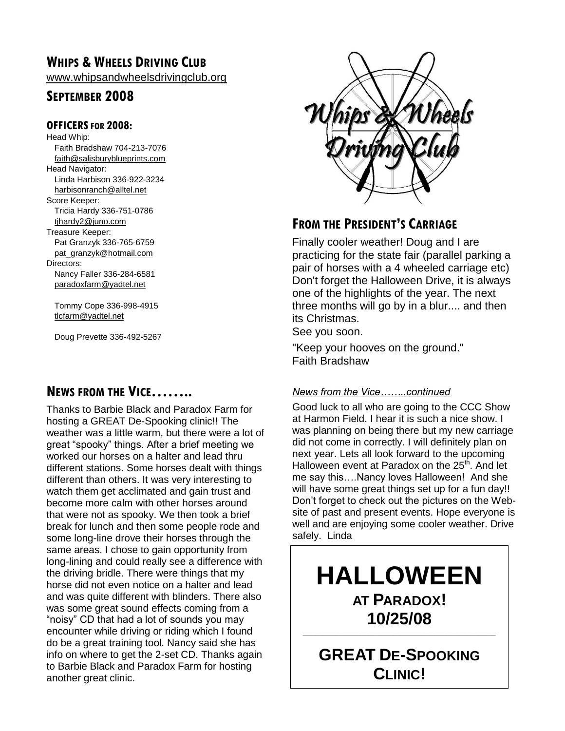# WHIPS & WHEELS DRIVING CLUB

www.whipsandwheelsdrivingclub.org

## SEPTEMBER 2008

### OFFICERS FOR 2008:

Head Whip:
Faith Bradshaw 704-213-7076
faith@salisburyblueprints.com

Head Navigator:
Linda Harbison 336-922-3234
harbisonranch@alltel.net

Score Keeper:
Tricia Hardy 336-751-0786
tjhardy2@juno.com

Treasure Keeper:
Pat Granzyk 336-765-6759
pat_granzyk@hotmail.com

Directors:
Nancy Faller 336-284-6581
paradoxfarm@yadtel.net

Tommy Cope 336-998-4915
tlcfarm@yadtel.net

Doug Prevette 336-492-5267

## FROM THE PRESIDENT'S CARRIAGE

Finally cooler weather! Doug and I are practicing for the state fair (parallel parking a pair of horses with a 4 wheeled carriage etc) Don't forget the Halloween Drive, it is always one of the highlights of the year. The next three months will go by in a blur.... and then its Christmas.
See you soon.

"Keep your hooves on the ground."
Faith Bradshaw

## NEWS FROM THE VICE……..

Thanks to Barbie Black and Paradox Farm for hosting a GREAT De-Spooking clinic!! The weather was a little warm, but there were a lot of great "spooky" things. After a brief meeting we worked our horses on a halter and lead thru different stations. Some horses dealt with things different than others. It was very interesting to watch them get acclimated and gain trust and become more calm with other horses around that were not as spooky. We then took a brief break for lunch and then some people rode and some long-line drove their horses through the same areas. I chose to gain opportunity from long-lining and could really see a difference with the driving bridle. There were things that my horse did not even notice on a halter and lead and was quite different with blinders. There also was some great sound effects coming from a "noisy" CD that had a lot of sounds you may encounter while driving or riding which I found do be a great training tool. Nancy said she has info on where to get the 2-set CD. Thanks again to Barbie Black and Paradox Farm for hosting another great clinic.

*News from the Vice……..continued*

Good luck to all who are going to the CCC Show at Harmon Field. I hear it is such a nice show. I was planning on being there but my new carriage did not come in correctly. I will definitely plan on next year. Lets all look forward to the upcoming Halloween event at Paradox on the 25th. And let me say this….Nancy loves Halloween! And she will have some great things set up for a fun day!! Don't forget to check out the pictures on the Web-site of past and present events. Hope everyone is well and are enjoying some cooler weather. Drive safely. Linda

**HALLOWEEN**
**AT PARADOX!**
**10/25/08**

**GREAT DE-SPOOKING CLINIC!**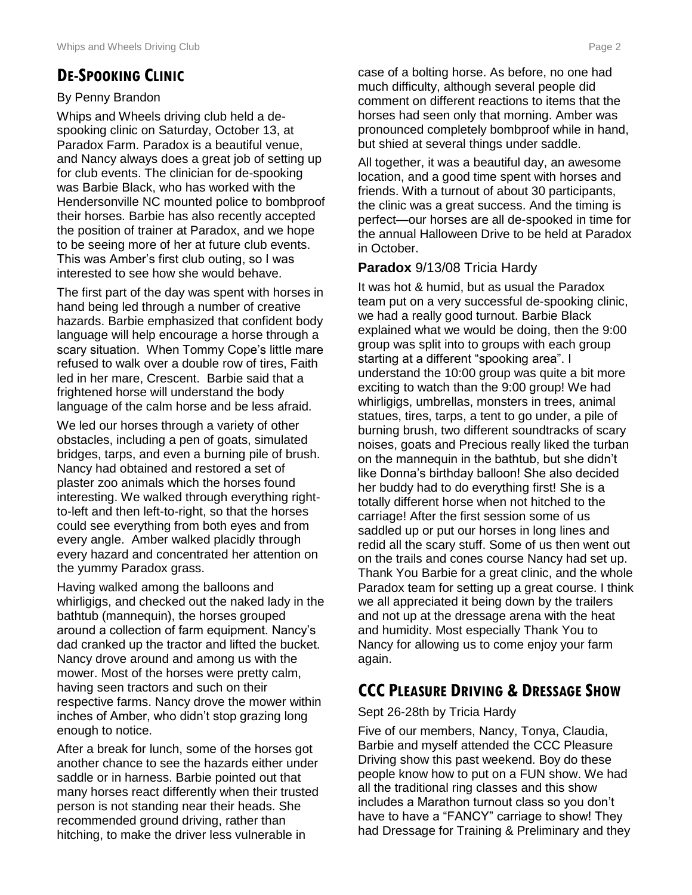## DE-SPOOKING CLINIC

By Penny Brandon

Whips and Wheels driving club held a de-spooking clinic on Saturday, October 13, at Paradox Farm. Paradox is a beautiful venue, and Nancy always does a great job of setting up for club events. The clinician for de-spooking was Barbie Black, who has worked with the Hendersonville NC mounted police to bombproof their horses. Barbie has also recently accepted the position of trainer at Paradox, and we hope to be seeing more of her at future club events. This was Amber's first club outing, so I was interested to see how she would behave.

The first part of the day was spent with horses in hand being led through a number of creative hazards. Barbie emphasized that confident body language will help encourage a horse through a scary situation. When Tommy Cope's little mare refused to walk over a double row of tires, Faith led in her mare, Crescent. Barbie said that a frightened horse will understand the body language of the calm horse and be less afraid.

We led our horses through a variety of other obstacles, including a pen of goats, simulated bridges, tarps, and even a burning pile of brush. Nancy had obtained and restored a set of plaster zoo animals which the horses found interesting. We walked through everything right-to-left and then left-to-right, so that the horses could see everything from both eyes and from every angle. Amber walked placidly through every hazard and concentrated her attention on the yummy Paradox grass.

Having walked among the balloons and whirligigs, and checked out the naked lady in the bathtub (mannequin), the horses grouped around a collection of farm equipment. Nancy's dad cranked up the tractor and lifted the bucket. Nancy drove around and among us with the mower. Most of the horses were pretty calm, having seen tractors and such on their respective farms. Nancy drove the mower within inches of Amber, who didn't stop grazing long enough to notice.

After a break for lunch, some of the horses got another chance to see the hazards either under saddle or in harness. Barbie pointed out that many horses react differently when their trusted person is not standing near their heads. She recommended ground driving, rather than hitching, to make the driver less vulnerable in case of a bolting horse. As before, no one had much difficulty, although several people did comment on different reactions to items that the horses had seen only that morning. Amber was pronounced completely bombproof while in hand, but shied at several things under saddle.

All together, it was a beautiful day, an awesome location, and a good time spent with horses and friends. With a turnout of about 30 participants, the clinic was a great success. And the timing is perfect—our horses are all de-spooked in time for the annual Halloween Drive to be held at Paradox in October.

### **Paradox** 9/13/08 Tricia Hardy

It was hot & humid, but as usual the Paradox team put on a very successful de-spooking clinic, we had a really good turnout. Barbie Black explained what we would be doing, then the 9:00 group was split into to groups with each group starting at a different "spooking area". I understand the 10:00 group was quite a bit more exciting to watch than the 9:00 group! We had whirligigs, umbrellas, monsters in trees, animal statues, tires, tarps, a tent to go under, a pile of burning brush, two different soundtracks of scary noises, goats and Precious really liked the turban on the mannequin in the bathtub, but she didn't like Donna's birthday balloon! She also decided her buddy had to do everything first! She is a totally different horse when not hitched to the carriage! After the first session some of us saddled up or put our horses in long lines and redid all the scary stuff. Some of us then went out on the trails and cones course Nancy had set up. Thank You Barbie for a great clinic, and the whole Paradox team for setting up a great course. I think we all appreciated it being down by the trailers and not up at the dressage arena with the heat and humidity. Most especially Thank You to Nancy for allowing us to come enjoy your farm again.

## CCC PLEASURE DRIVING & DRESSAGE SHOW

Sept 26-28th by Tricia Hardy

Five of our members, Nancy, Tonya, Claudia, Barbie and myself attended the CCC Pleasure Driving show this past weekend. Boy do these people know how to put on a FUN show. We had all the traditional ring classes and this show includes a Marathon turnout class so you don't have to have a "FANCY" carriage to show! They had Dressage for Training & Preliminary and they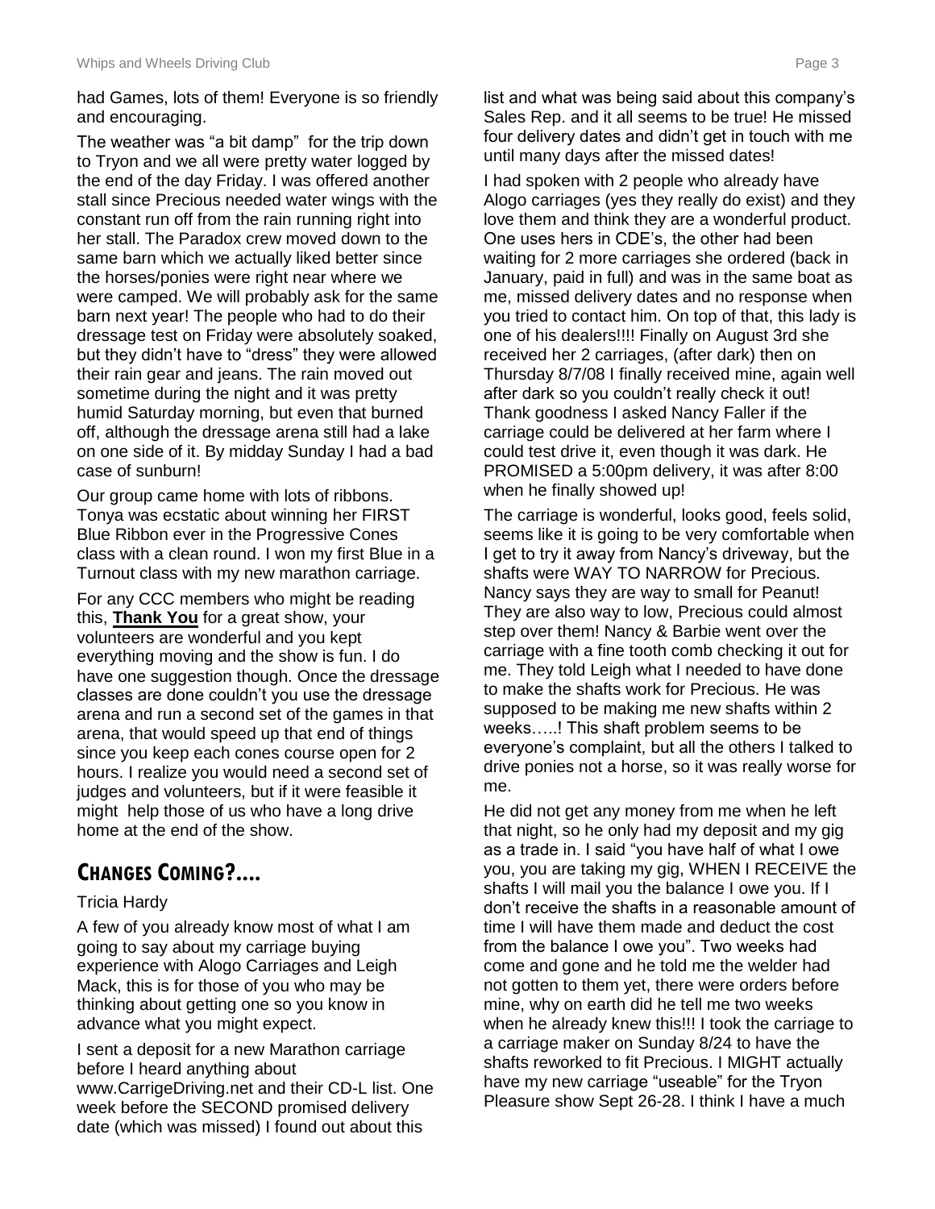had Games, lots of them! Everyone is so friendly and encouraging.

The weather was "a bit damp" for the trip down to Tryon and we all were pretty water logged by the end of the day Friday. I was offered another stall since Precious needed water wings with the constant run off from the rain running right into her stall. The Paradox crew moved down to the same barn which we actually liked better since the horses/ponies were right near where we were camped. We will probably ask for the same barn next year! The people who had to do their dressage test on Friday were absolutely soaked, but they didn't have to "dress" they were allowed their rain gear and jeans. The rain moved out sometime during the night and it was pretty humid Saturday morning, but even that burned off, although the dressage arena still had a lake on one side of it. By midday Sunday I had a bad case of sunburn!

Our group came home with lots of ribbons. Tonya was ecstatic about winning her FIRST Blue Ribbon ever in the Progressive Cones class with a clean round. I won my first Blue in a Turnout class with my new marathon carriage.

For any CCC members who might be reading this, **Thank You** for a great show, your volunteers are wonderful and you kept everything moving and the show is fun. I do have one suggestion though. Once the dressage classes are done couldn't you use the dressage arena and run a second set of the games in that arena, that would speed up that end of things since you keep each cones course open for 2 hours. I realize you would need a second set of judges and volunteers, but if it were feasible it might help those of us who have a long drive home at the end of the show.

## CHANGES COMING?....

Tricia Hardy

A few of you already know most of what I am going to say about my carriage buying experience with Alogo Carriages and Leigh Mack, this is for those of you who may be thinking about getting one so you know in advance what you might expect.

I sent a deposit for a new Marathon carriage before I heard anything about www.CarrigeDriving.net and their CD-L list. One week before the SECOND promised delivery date (which was missed) I found out about this list and what was being said about this company's Sales Rep. and it all seems to be true! He missed four delivery dates and didn't get in touch with me until many days after the missed dates!

I had spoken with 2 people who already have Alogo carriages (yes they really do exist) and they love them and think they are a wonderful product. One uses hers in CDE's, the other had been waiting for 2 more carriages she ordered (back in January, paid in full) and was in the same boat as me, missed delivery dates and no response when you tried to contact him. On top of that, this lady is one of his dealers!!!! Finally on August 3rd she received her 2 carriages, (after dark) then on Thursday 8/7/08 I finally received mine, again well after dark so you couldn't really check it out! Thank goodness I asked Nancy Faller if the carriage could be delivered at her farm where I could test drive it, even though it was dark. He PROMISED a 5:00pm delivery, it was after 8:00 when he finally showed up!

The carriage is wonderful, looks good, feels solid, seems like it is going to be very comfortable when I get to try it away from Nancy's driveway, but the shafts were WAY TO NARROW for Precious. Nancy says they are way to small for Peanut! They are also way to low, Precious could almost step over them! Nancy & Barbie went over the carriage with a fine tooth comb checking it out for me. They told Leigh what I needed to have done to make the shafts work for Precious. He was supposed to be making me new shafts within 2 weeks…..! This shaft problem seems to be everyone's complaint, but all the others I talked to drive ponies not a horse, so it was really worse for me.

He did not get any money from me when he left that night, so he only had my deposit and my gig as a trade in. I said "you have half of what I owe you, you are taking my gig, WHEN I RECEIVE the shafts I will mail you the balance I owe you. If I don't receive the shafts in a reasonable amount of time I will have them made and deduct the cost from the balance I owe you". Two weeks had come and gone and he told me the welder had not gotten to them yet, there were orders before mine, why on earth did he tell me two weeks when he already knew this!!! I took the carriage to a carriage maker on Sunday 8/24 to have the shafts reworked to fit Precious. I MIGHT actually have my new carriage "useable" for the Tryon Pleasure show Sept 26-28. I think I have a much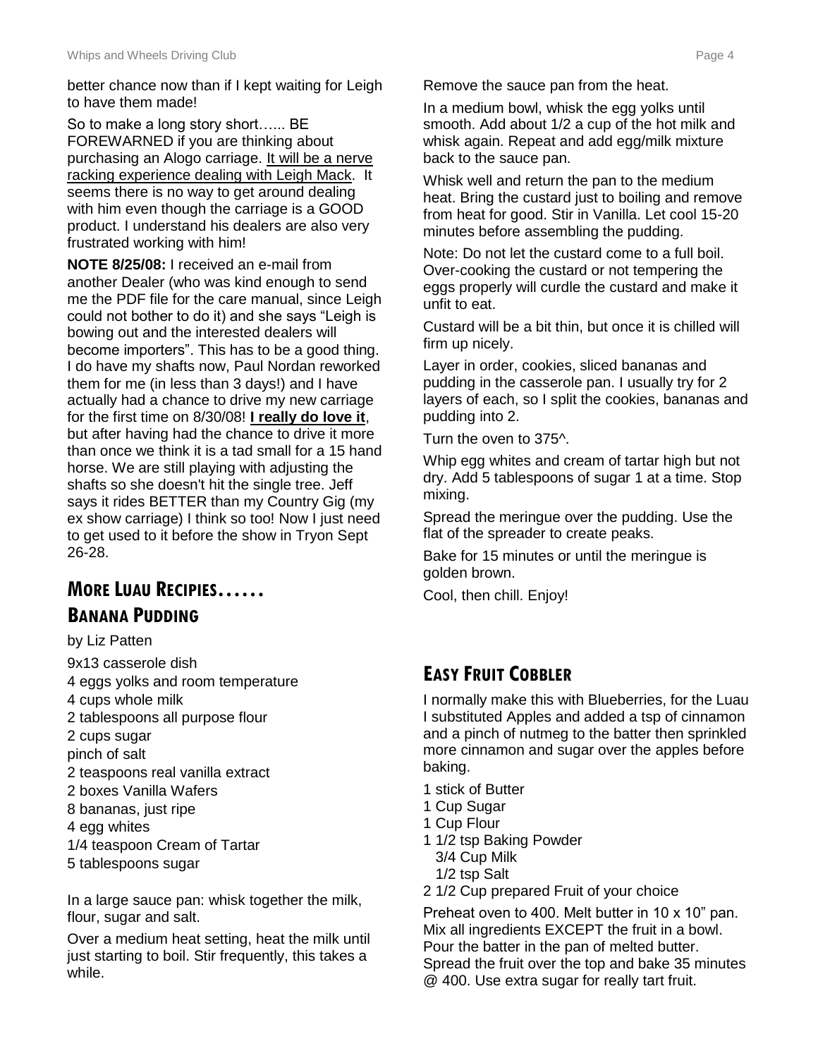better chance now than if I kept waiting for Leigh to have them made!

So to make a long story short…... BE FOREWARNED if you are thinking about purchasing an Alogo carriage. It will be a nerve racking experience dealing with Leigh Mack. It seems there is no way to get around dealing with him even though the carriage is a GOOD product. I understand his dealers are also very frustrated working with him!

**NOTE 8/25/08:** I received an e-mail from another Dealer (who was kind enough to send me the PDF file for the care manual, since Leigh could not bother to do it) and she says "Leigh is bowing out and the interested dealers will become importers". This has to be a good thing. I do have my shafts now, Paul Nordan reworked them for me (in less than 3 days!) and I have actually had a chance to drive my new carriage for the first time on 8/30/08! **I really do love it**, but after having had the chance to drive it more than once we think it is a tad small for a 15 hand horse. We are still playing with adjusting the shafts so she doesn't hit the single tree. Jeff says it rides BETTER than my Country Gig (my ex show carriage) I think so too! Now I just need to get used to it before the show in Tryon Sept 26-28.

## More Luau Recipies……

## Banana Pudding

by Liz Patten

9x13 casserole dish
4 eggs yolks and room temperature
4 cups whole milk
2 tablespoons all purpose flour
2 cups sugar
pinch of salt
2 teaspoons real vanilla extract
2 boxes Vanilla Wafers
8 bananas, just ripe
4 egg whites
1/4 teaspoon Cream of Tartar
5 tablespoons sugar

In a large sauce pan: whisk together the milk, flour, sugar and salt.

Over a medium heat setting, heat the milk until just starting to boil. Stir frequently, this takes a while.

Remove the sauce pan from the heat.

In a medium bowl, whisk the egg yolks until smooth. Add about 1/2 a cup of the hot milk and whisk again. Repeat and add egg/milk mixture back to the sauce pan.

Whisk well and return the pan to the medium heat. Bring the custard just to boiling and remove from heat for good. Stir in Vanilla. Let cool 15-20 minutes before assembling the pudding.

Note: Do not let the custard come to a full boil. Over-cooking the custard or not tempering the eggs properly will curdle the custard and make it unfit to eat.

Custard will be a bit thin, but once it is chilled will firm up nicely.

Layer in order, cookies, sliced bananas and pudding in the casserole pan. I usually try for 2 layers of each, so I split the cookies, bananas and pudding into 2.

Turn the oven to 375^.

Whip egg whites and cream of tartar high but not dry. Add 5 tablespoons of sugar 1 at a time. Stop mixing.

Spread the meringue over the pudding. Use the flat of the spreader to create peaks.

Bake for 15 minutes or until the meringue is golden brown.

Cool, then chill. Enjoy!

## Easy Fruit Cobbler

I normally make this with Blueberries, for the Luau I substituted Apples and added a tsp of cinnamon and a pinch of nutmeg to the batter then sprinkled more cinnamon and sugar over the apples before baking.

1 stick of Butter
1 Cup Sugar
1 Cup Flour
1 1/2 tsp Baking Powder
3/4 Cup Milk
1/2 tsp Salt
2 1/2 Cup prepared Fruit of your choice

Preheat oven to 400. Melt butter in 10 x 10" pan. Mix all ingredients EXCEPT the fruit in a bowl. Pour the batter in the pan of melted butter. Spread the fruit over the top and bake 35 minutes @ 400. Use extra sugar for really tart fruit.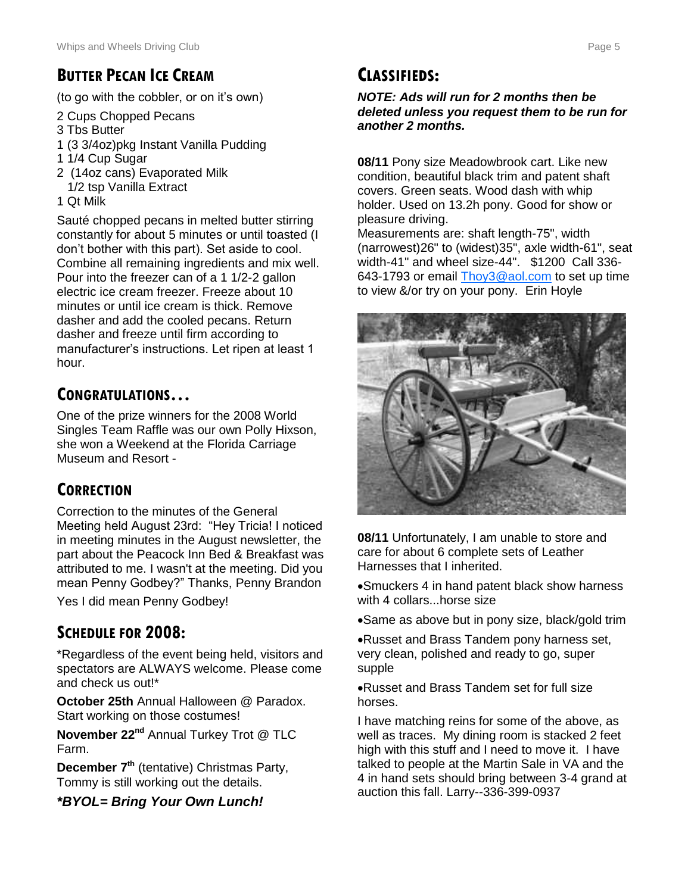## Butter Pecan Ice Cream

(to go with the cobbler, or on it's own)

2 Cups Chopped Pecans
3 Tbs Butter
1 (3 3/4oz)pkg Instant Vanilla Pudding
1 1/4 Cup Sugar
2 (14oz cans) Evaporated Milk
1/2 tsp Vanilla Extract
1 Qt Milk

Sauté chopped pecans in melted butter stirring constantly for about 5 minutes or until toasted (I don't bother with this part). Set aside to cool. Combine all remaining ingredients and mix well. Pour into the freezer can of a 1 1/2-2 gallon electric ice cream freezer. Freeze about 10 minutes or until ice cream is thick. Remove dasher and add the cooled pecans. Return dasher and freeze until firm according to manufacturer's instructions. Let ripen at least 1 hour.

## Congratulations…

One of the prize winners for the 2008 World Singles Team Raffle was our own Polly Hixson, she won a Weekend at the Florida Carriage Museum and Resort -

## Correction

Correction to the minutes of the General Meeting held August 23rd: "Hey Tricia! I noticed in meeting minutes in the August newsletter, the part about the Peacock Inn Bed & Breakfast was attributed to me. I wasn't at the meeting. Did you mean Penny Godbey?" Thanks, Penny Brandon

Yes I did mean Penny Godbey!

## Schedule for 2008:

*Regardless of the event being held, visitors and spectators are ALWAYS welcome. Please come and check us out!*

**October 25th** Annual Halloween @ Paradox. Start working on those costumes!

**November 22nd** Annual Turkey Trot @ TLC Farm.

**December 7th** (tentative) Christmas Party, Tommy is still working out the details.

***BYOL= Bring Your Own Lunch!***

## Classifieds:

***NOTE: Ads will run for 2 months then be deleted unless you request them to be run for another 2 months.***

**08/11** Pony size Meadowbrook cart. Like new condition, beautiful black trim and patent shaft covers. Green seats. Wood dash with whip holder. Used on 13.2h pony. Good for show or pleasure driving.
Measurements are: shaft length-75", width (narrowest)26" to (widest)35", axle width-61", seat width-41" and wheel size-44". $1200 Call 336-643-1793 or email Thoy3@aol.com to set up time to view &/or try on your pony. Erin Hoyle

**08/11** Unfortunately, I am unable to store and care for about 6 complete sets of Leather Harnesses that I inherited.

- Smuckers 4 in hand patent black show harness with 4 collars...horse size
- Same as above but in pony size, black/gold trim
- Russet and Brass Tandem pony harness set, very clean, polished and ready to go, super supple
- Russet and Brass Tandem set for full size horses.

I have matching reins for some of the above, as well as traces. My dining room is stacked 2 feet high with this stuff and I need to move it. I have talked to people at the Martin Sale in VA and the 4 in hand sets should bring between 3-4 grand at auction this fall. Larry--336-399-0937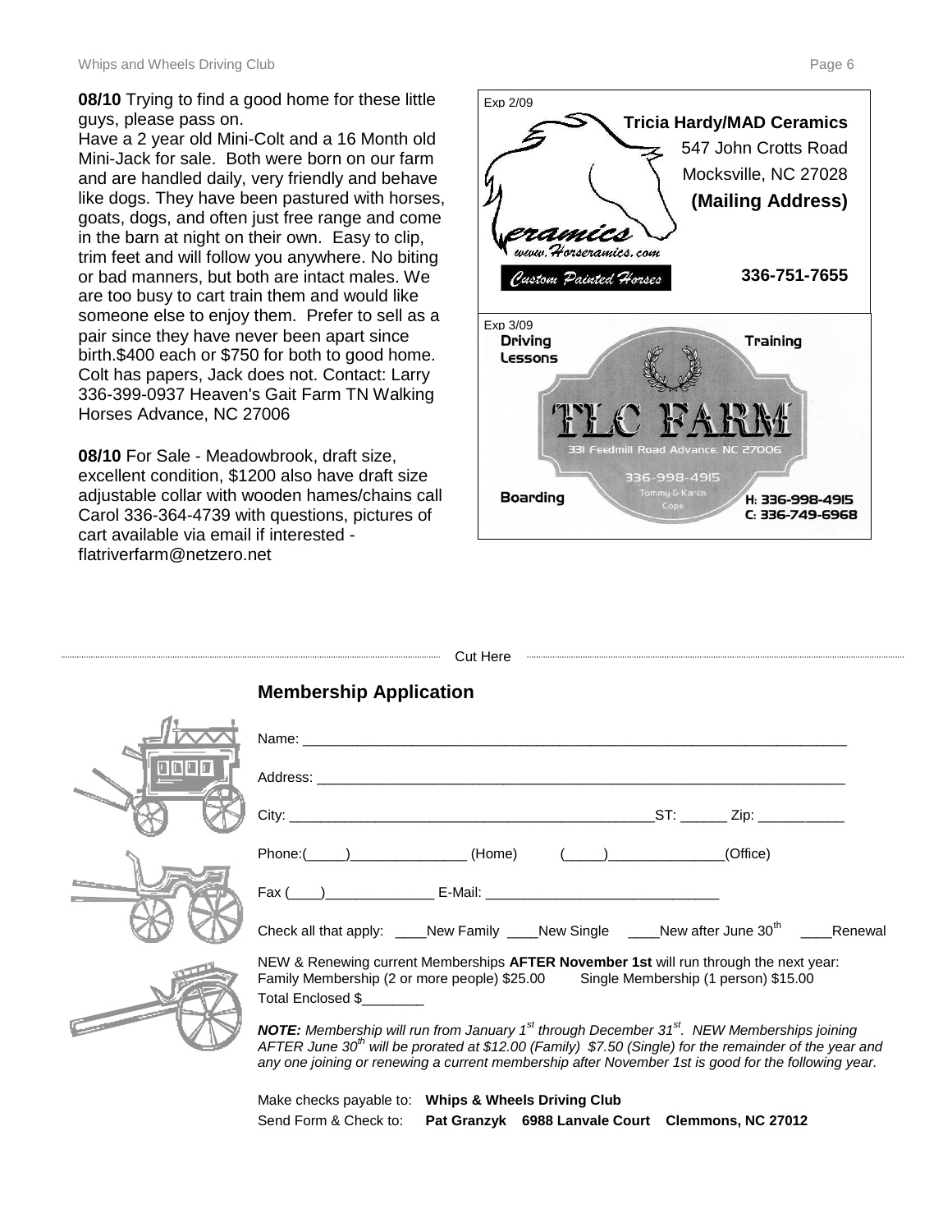**08/10** Trying to find a good home for these little guys, please pass on.
Have a 2 year old Mini-Colt and a 16 Month old Mini-Jack for sale. Both were born on our farm and are handled daily, very friendly and behave like dogs. They have been pastured with horses, goats, dogs, and often just free range and come in the barn at night on their own. Easy to clip, trim feet and will follow you anywhere. No biting or bad manners, but both are intact males. We are too busy to cart train them and would like someone else to enjoy them. Prefer to sell as a pair since they have never been apart since birth.$400 each or $750 for both to good home. Colt has papers, Jack does not. Contact: Larry 336-399-0937 Heaven's Gait Farm TN Walking Horses Advance, NC 27006

**08/10** For Sale - Meadowbrook, draft size, excellent condition, $1200 also have draft size adjustable collar with wooden hames/chains call Carol 336-364-4739 with questions, pictures of cart available via email if interested - flatriverfarm@netzero.net

Exp 2/09

**Tricia Hardy/MAD Ceramics**
547 John Crotts Road
Mocksville, NC 27028
**(Mailing Address)**

eramics
www.Horseramics.com
Custom Painted Horses

**336-751-7655**

Exp 3/09

Driving Lessons

Training

TLC FARM

331 Feedmill Road Advance, NC 27006

336-998-4915

Tommy & Karen Cope

Boarding

H: 336-998-4915
C: 336-749-6968

Cut Here

## Membership Application

Name: ____________________________________________________________________

Address: __________________________________________________________________

City: _______________________________________________ST: ______ Zip: ___________

Phone:(_____)_______________ (Home)      (_____)_______________(Office)

Fax (____)______________ E-Mail: ______________________________

Check all that apply: ____New Family ____New Single ____New after June 30th ____Renewal

NEW & Renewing current Memberships **AFTER November 1st** will run through the next year:
Family Membership (2 or more people) $25.00      Single Membership (1 person) $15.00
Total Enclosed $________

***NOTE:*** *Membership will run from January 1st through December 31st. NEW Memberships joining AFTER June 30th will be prorated at $12.00 (Family) $7.50 (Single) for the remainder of the year and any one joining or renewing a current membership after November 1st is good for the following year.*

Make checks payable to: **Whips & Wheels Driving Club**
Send Form & Check to: **Pat Granzyk 6988 Lanvale Court Clemmons, NC 27012**